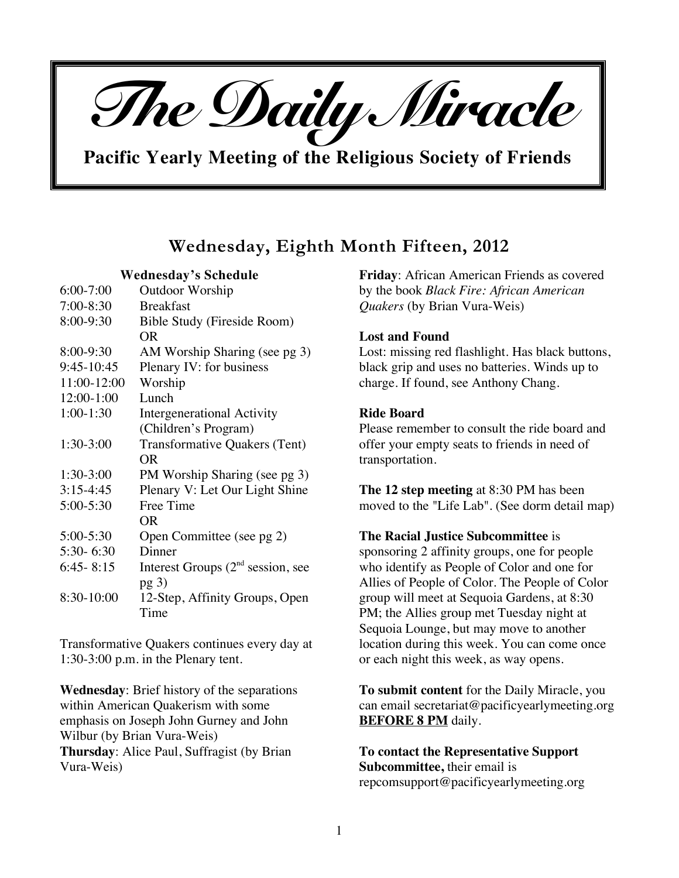# The Daily Miracle

**Pacific Yearly Meeting of the Religious Society of Friends**

## Wednesday, Eighth Month Fifteen, 2012

### Wednesday's Schedule

| | |
|---|---|
| 6:00-7:00 | Outdoor Worship |
| 7:00-8:30 | Breakfast |
| 8:00-9:30 | Bible Study (Fireside Room) OR |
| 8:00-9:30 | AM Worship Sharing (see pg 3) |
| 9:45-10:45 | Plenary IV: for business |
| 11:00-12:00 | Worship |
| 12:00-1:00 | Lunch |
| 1:00-1:30 | Intergenerational Activity (Children's Program) |
| 1:30-3:00 | Transformative Quakers (Tent) OR |
| 1:30-3:00 | PM Worship Sharing (see pg 3) |
| 3:15-4:45 | Plenary V: Let Our Light Shine |
| 5:00-5:30 | Free Time OR |
| 5:00-5:30 | Open Committee (see pg 2) |
| 5:30- 6:30 | Dinner |
| 6:45- 8:15 | Interest Groups (2nd session, see pg 3) |
| 8:30-10:00 | 12-Step, Affinity Groups, Open Time |

Transformative Quakers continues every day at 1:30-3:00 p.m. in the Plenary tent.

**Wednesday**: Brief history of the separations within American Quakerism with some emphasis on Joseph John Gurney and John Wilbur (by Brian Vura-Weis)
**Thursday**: Alice Paul, Suffragist (by Brian Vura-Weis)
**Friday**: African American Friends as covered by the book *Black Fire: African American Quakers* (by Brian Vura-Weis)

**Lost and Found**
Lost: missing red flashlight. Has black buttons, black grip and uses no batteries. Winds up to charge. If found, see Anthony Chang.

**Ride Board**
Please remember to consult the ride board and offer your empty seats to friends in need of transportation.

**The 12 step meeting** at 8:30 PM has been moved to the "Life Lab". (See dorm detail map)

**The Racial Justice Subcommittee** is sponsoring 2 affinity groups, one for people who identify as People of Color and one for Allies of People of Color. The People of Color group will meet at Sequoia Gardens, at 8:30 PM; the Allies group met Tuesday night at Sequoia Lounge, but may move to another location during this week. You can come once or each night this week, as way opens.

**To submit content** for the Daily Miracle, you can email secretariat@pacificyearlymeeting.org **BEFORE 8 PM** daily.

**To contact the Representative Support Subcommittee,** their email is repcomsupport@pacificyearlymeeting.org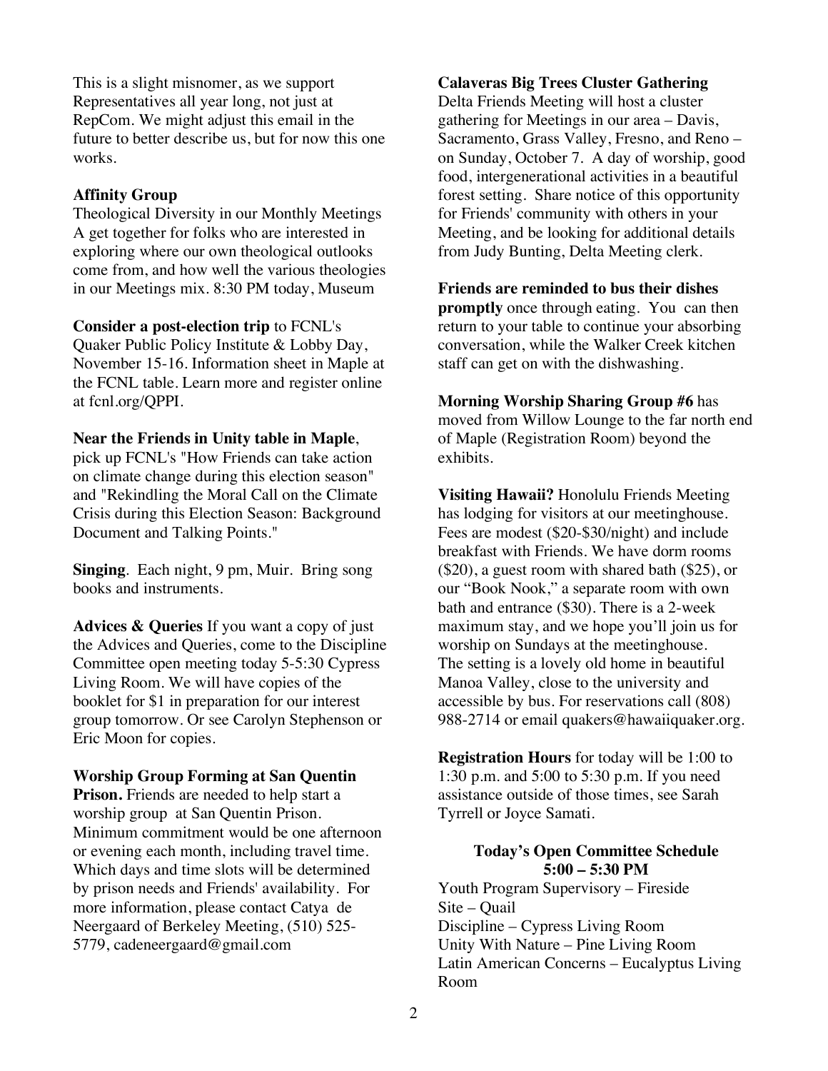This is a slight misnomer, as we support Representatives all year long, not just at RepCom. We might adjust this email in the future to better describe us, but for now this one works.

**Affinity Group**
Theological Diversity in our Monthly Meetings
A get together for folks who are interested in exploring where our own theological outlooks come from, and how well the various theologies in our Meetings mix. 8:30 PM today, Museum

**Consider a post-election trip** to FCNL's Quaker Public Policy Institute & Lobby Day, November 15-16. Information sheet in Maple at the FCNL table. Learn more and register online at fcnl.org/QPPI.

**Near the Friends in Unity table in Maple**, pick up FCNL's "How Friends can take action on climate change during this election season" and "Rekindling the Moral Call on the Climate Crisis during this Election Season: Background Document and Talking Points."

**Singing**. Each night, 9 pm, Muir. Bring song books and instruments.

**Advices & Queries** If you want a copy of just the Advices and Queries, come to the Discipline Committee open meeting today 5-5:30 Cypress Living Room. We will have copies of the booklet for $1 in preparation for our interest group tomorrow. Or see Carolyn Stephenson or Eric Moon for copies.

**Worship Group Forming at San Quentin Prison.** Friends are needed to help start a worship group at San Quentin Prison. Minimum commitment would be one afternoon or evening each month, including travel time. Which days and time slots will be determined by prison needs and Friends' availability. For more information, please contact Catya de Neergaard of Berkeley Meeting, (510) 525-5779, cadeneergaard@gmail.com

**Calaveras Big Trees Cluster Gathering**
Delta Friends Meeting will host a cluster gathering for Meetings in our area – Davis, Sacramento, Grass Valley, Fresno, and Reno – on Sunday, October 7. A day of worship, good food, intergenerational activities in a beautiful forest setting. Share notice of this opportunity for Friends' community with others in your Meeting, and be looking for additional details from Judy Bunting, Delta Meeting clerk.

**Friends are reminded to bus their dishes promptly** once through eating. You can then return to your table to continue your absorbing conversation, while the Walker Creek kitchen staff can get on with the dishwashing.

**Morning Worship Sharing Group #6** has moved from Willow Lounge to the far north end of Maple (Registration Room) beyond the exhibits.

**Visiting Hawaii?** Honolulu Friends Meeting has lodging for visitors at our meetinghouse. Fees are modest ($20-$30/night) and include breakfast with Friends. We have dorm rooms ($20), a guest room with shared bath ($25), or our "Book Nook," a separate room with own bath and entrance ($30). There is a 2-week maximum stay, and we hope you'll join us for worship on Sundays at the meetinghouse. The setting is a lovely old home in beautiful Manoa Valley, close to the university and accessible by bus. For reservations call (808) 988-2714 or email quakers@hawaiiquaker.org.

**Registration Hours** for today will be 1:00 to 1:30 p.m. and 5:00 to 5:30 p.m. If you need assistance outside of those times, see Sarah Tyrrell or Joyce Samati.

**Today's Open Committee Schedule**
**5:00 – 5:30 PM**

Youth Program Supervisory – Fireside
Site – Quail
Discipline – Cypress Living Room
Unity With Nature – Pine Living Room
Latin American Concerns – Eucalyptus Living Room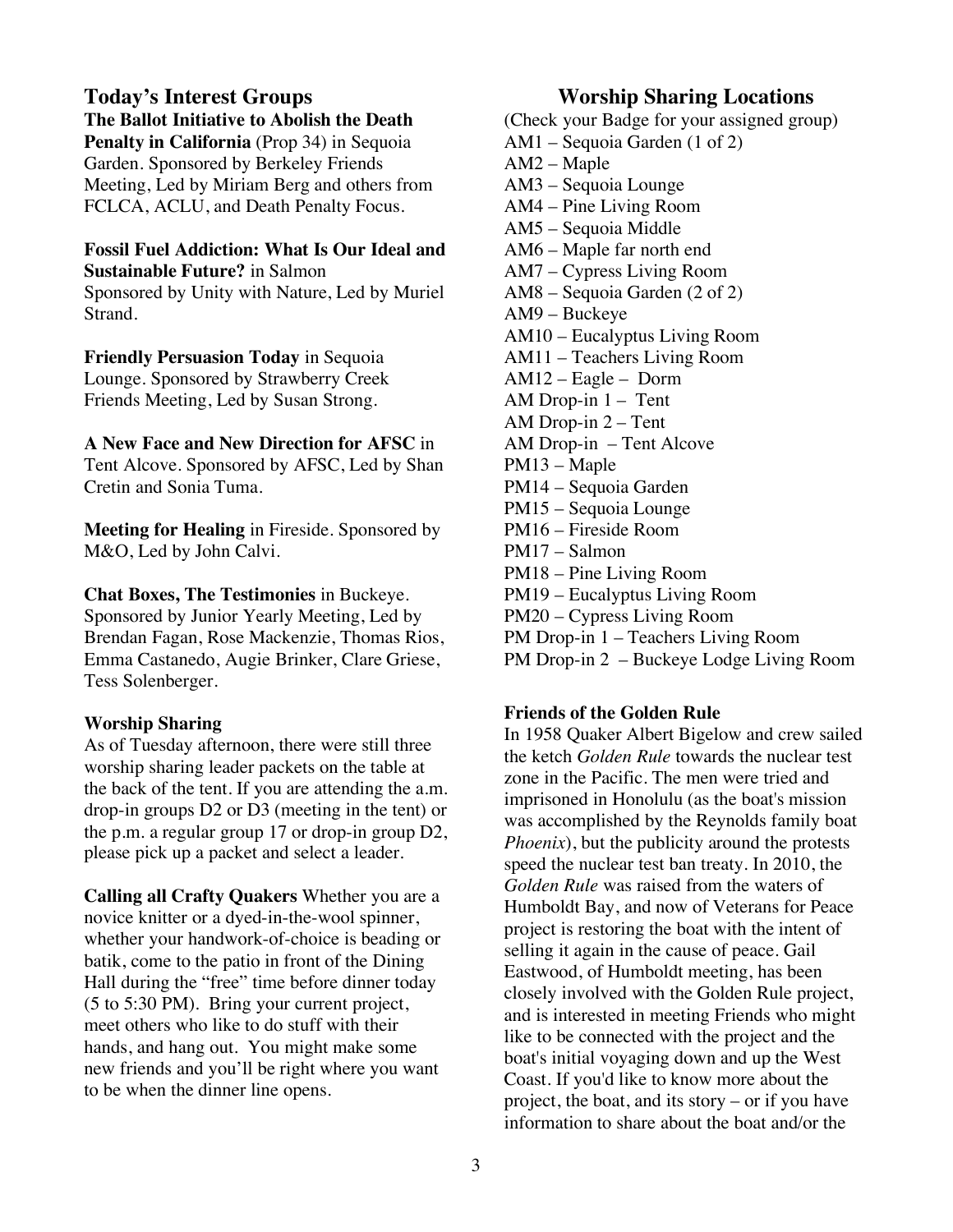## Today's Interest Groups

**The Ballot Initiative to Abolish the Death Penalty in California** (Prop 34) in Sequoia Garden. Sponsored by Berkeley Friends Meeting, Led by Miriam Berg and others from FCLCA, ACLU, and Death Penalty Focus.

**Fossil Fuel Addiction: What Is Our Ideal and Sustainable Future?** in Salmon
Sponsored by Unity with Nature, Led by Muriel Strand.

**Friendly Persuasion Today** in Sequoia Lounge. Sponsored by Strawberry Creek Friends Meeting, Led by Susan Strong.

**A New Face and New Direction for AFSC** in Tent Alcove. Sponsored by AFSC, Led by Shan Cretin and Sonia Tuma.

**Meeting for Healing** in Fireside. Sponsored by M&O, Led by John Calvi.

**Chat Boxes, The Testimonies** in Buckeye. Sponsored by Junior Yearly Meeting, Led by Brendan Fagan, Rose Mackenzie, Thomas Rios, Emma Castanedo, Augie Brinker, Clare Griese, Tess Solenberger.

### Worship Sharing

As of Tuesday afternoon, there were still three worship sharing leader packets on the table at the back of the tent. If you are attending the a.m. drop-in groups D2 or D3 (meeting in the tent) or the p.m. a regular group 17 or drop-in group D2, please pick up a packet and select a leader.

**Calling all Crafty Quakers** Whether you are a novice knitter or a dyed-in-the-wool spinner, whether your handwork-of-choice is beading or batik, come to the patio in front of the Dining Hall during the "free" time before dinner today (5 to 5:30 PM). Bring your current project, meet others who like to do stuff with their hands, and hang out. You might make some new friends and you'll be right where you want to be when the dinner line opens.

## Worship Sharing Locations

(Check your Badge for your assigned group)
AM1 – Sequoia Garden (1 of 2)
AM2 – Maple
AM3 – Sequoia Lounge
AM4 – Pine Living Room
AM5 – Sequoia Middle
AM6 – Maple far north end
AM7 – Cypress Living Room
AM8 – Sequoia Garden (2 of 2)
AM9 – Buckeye
AM10 – Eucalyptus Living Room
AM11 – Teachers Living Room
AM12 – Eagle – Dorm
AM Drop-in 1 – Tent
AM Drop-in 2 – Tent
AM Drop-in – Tent Alcove
PM13 – Maple
PM14 – Sequoia Garden
PM15 – Sequoia Lounge
PM16 – Fireside Room
PM17 – Salmon
PM18 – Pine Living Room
PM19 – Eucalyptus Living Room
PM20 – Cypress Living Room
PM Drop-in 1 – Teachers Living Room
PM Drop-in 2 – Buckeye Lodge Living Room

### Friends of the Golden Rule

In 1958 Quaker Albert Bigelow and crew sailed the ketch *Golden Rule* towards the nuclear test zone in the Pacific. The men were tried and imprisoned in Honolulu (as the boat's mission was accomplished by the Reynolds family boat *Phoenix*), but the publicity around the protests speed the nuclear test ban treaty. In 2010, the *Golden Rule* was raised from the waters of Humboldt Bay, and now of Veterans for Peace project is restoring the boat with the intent of selling it again in the cause of peace. Gail Eastwood, of Humboldt meeting, has been closely involved with the Golden Rule project, and is interested in meeting Friends who might like to be connected with the project and the boat's initial voyaging down and up the West Coast. If you'd like to know more about the project, the boat, and its story – or if you have information to share about the boat and/or the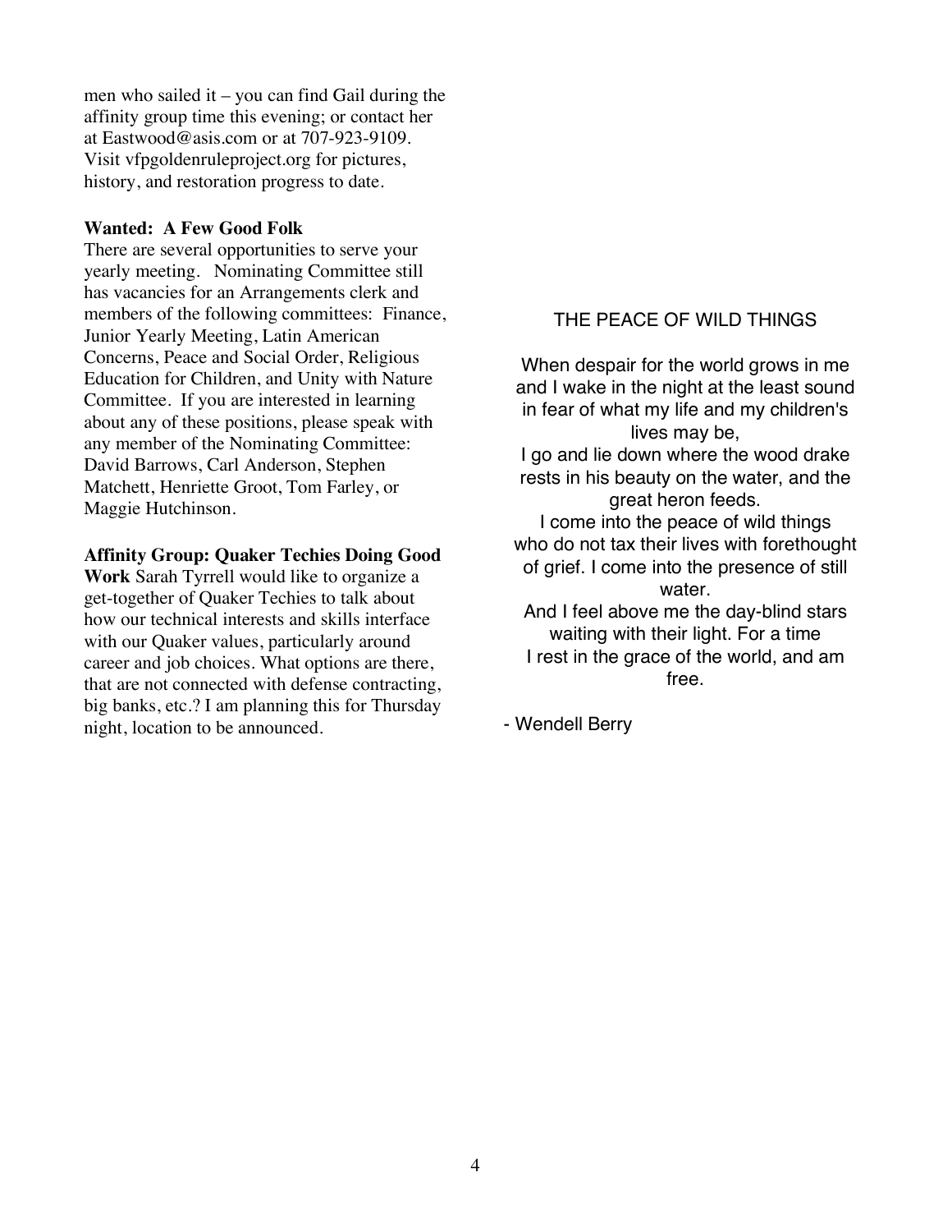men who sailed it – you can find Gail during the affinity group time this evening; or contact her at Eastwood@asis.com or at 707-923-9109. Visit vfpgoldenruleproject.org for pictures, history, and restoration progress to date.

**Wanted: A Few Good Folk**

There are several opportunities to serve your yearly meeting. Nominating Committee still has vacancies for an Arrangements clerk and members of the following committees: Finance, Junior Yearly Meeting, Latin American Concerns, Peace and Social Order, Religious Education for Children, and Unity with Nature Committee. If you are interested in learning about any of these positions, please speak with any member of the Nominating Committee: David Barrows, Carl Anderson, Stephen Matchett, Henriette Groot, Tom Farley, or Maggie Hutchinson.

**Affinity Group: Quaker Techies Doing Good Work** Sarah Tyrrell would like to organize a get-together of Quaker Techies to talk about how our technical interests and skills interface with our Quaker values, particularly around career and job choices. What options are there, that are not connected with defense contracting, big banks, etc.? I am planning this for Thursday night, location to be announced.

THE PEACE OF WILD THINGS

When despair for the world grows in me
and I wake in the night at the least sound
in fear of what my life and my children's lives may be,
I go and lie down where the wood drake
rests in his beauty on the water, and the great heron feeds.
I come into the peace of wild things
who do not tax their lives with forethought
of grief. I come into the presence of still water.
And I feel above me the day-blind stars
waiting with their light. For a time
I rest in the grace of the world, and am free.

- Wendell Berry